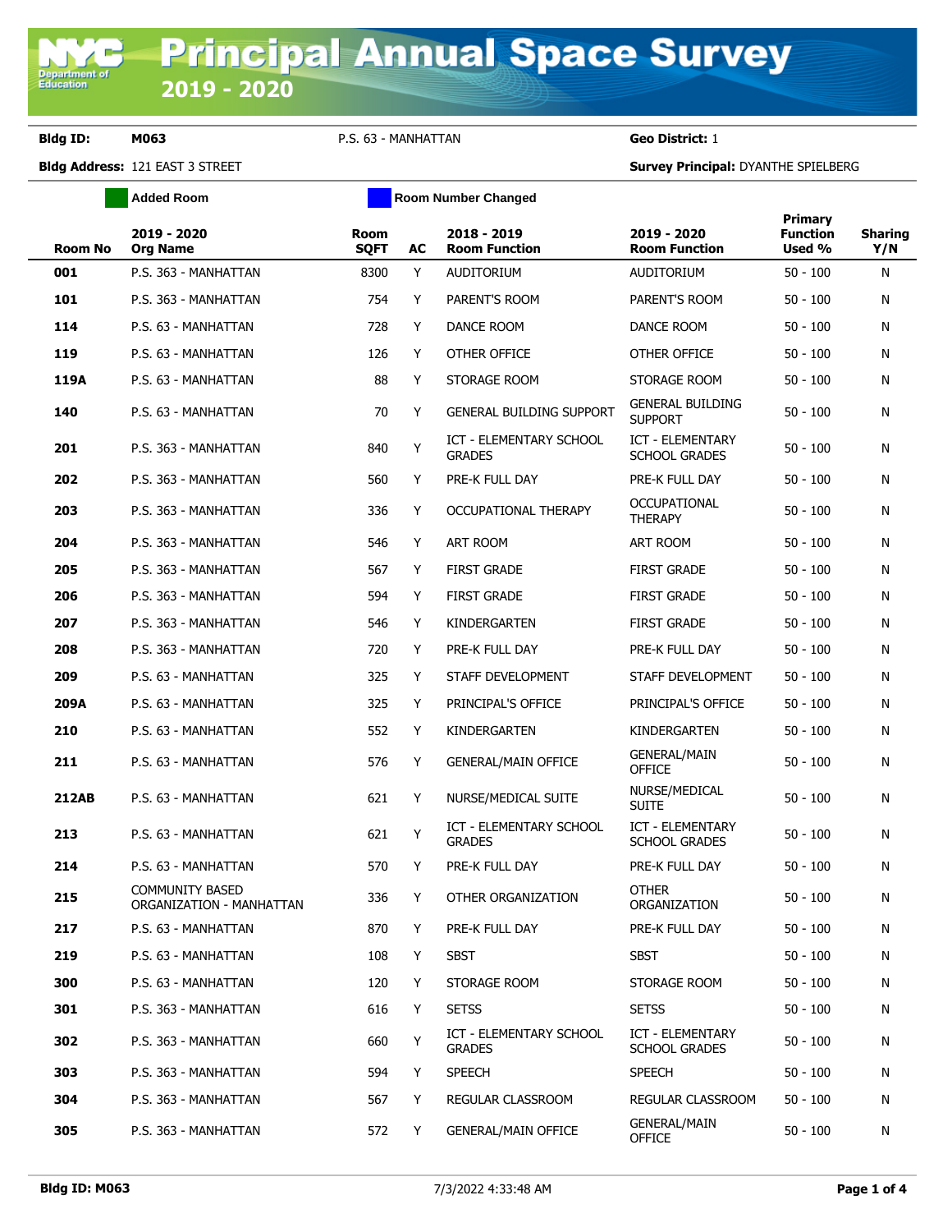# Principal Annual Space Survey 2019 - 2020

**Bldg ID:** M063 P.S. 63 - MANHATTAN **Geo District:** 1

**Bldg Address:** 121 EAST 3 STREET **Survey Principal:** DYANTHE SPIELBERG

Added Room | Room Number Changed

| Room No | 2019 - 2020 Org Name | Room SQFT | AC | 2018 - 2019 Room Function | 2019 - 2020 Room Function | Primary Function Used % | Sharing Y/N |
|---|---|---|---|---|---|---|---|
| 001 | P.S. 363 - MANHATTAN | 8300 | Y | AUDITORIUM | AUDITORIUM | 50 - 100 | N |
| 101 | P.S. 363 - MANHATTAN | 754 | Y | PARENT'S ROOM | PARENT'S ROOM | 50 - 100 | N |
| 114 | P.S. 63 - MANHATTAN | 728 | Y | DANCE ROOM | DANCE ROOM | 50 - 100 | N |
| 119 | P.S. 63 - MANHATTAN | 126 | Y | OTHER OFFICE | OTHER OFFICE | 50 - 100 | N |
| 119A | P.S. 63 - MANHATTAN | 88 | Y | STORAGE ROOM | STORAGE ROOM | 50 - 100 | N |
| 140 | P.S. 63 - MANHATTAN | 70 | Y | GENERAL BUILDING SUPPORT | GENERAL BUILDING SUPPORT | 50 - 100 | N |
| 201 | P.S. 363 - MANHATTAN | 840 | Y | ICT - ELEMENTARY SCHOOL GRADES | ICT - ELEMENTARY SCHOOL GRADES | 50 - 100 | N |
| 202 | P.S. 363 - MANHATTAN | 560 | Y | PRE-K FULL DAY | PRE-K FULL DAY | 50 - 100 | N |
| 203 | P.S. 363 - MANHATTAN | 336 | Y | OCCUPATIONAL THERAPY | OCCUPATIONAL THERAPY | 50 - 100 | N |
| 204 | P.S. 363 - MANHATTAN | 546 | Y | ART ROOM | ART ROOM | 50 - 100 | N |
| 205 | P.S. 363 - MANHATTAN | 567 | Y | FIRST GRADE | FIRST GRADE | 50 - 100 | N |
| 206 | P.S. 363 - MANHATTAN | 594 | Y | FIRST GRADE | FIRST GRADE | 50 - 100 | N |
| 207 | P.S. 363 - MANHATTAN | 546 | Y | KINDERGARTEN | FIRST GRADE | 50 - 100 | N |
| 208 | P.S. 363 - MANHATTAN | 720 | Y | PRE-K FULL DAY | PRE-K FULL DAY | 50 - 100 | N |
| 209 | P.S. 63 - MANHATTAN | 325 | Y | STAFF DEVELOPMENT | STAFF DEVELOPMENT | 50 - 100 | N |
| 209A | P.S. 63 - MANHATTAN | 325 | Y | PRINCIPAL'S OFFICE | PRINCIPAL'S OFFICE | 50 - 100 | N |
| 210 | P.S. 63 - MANHATTAN | 552 | Y | KINDERGARTEN | KINDERGARTEN | 50 - 100 | N |
| 211 | P.S. 63 - MANHATTAN | 576 | Y | GENERAL/MAIN OFFICE | GENERAL/MAIN OFFICE | 50 - 100 | N |
| 212AB | P.S. 63 - MANHATTAN | 621 | Y | NURSE/MEDICAL SUITE | NURSE/MEDICAL SUITE | 50 - 100 | N |
| 213 | P.S. 63 - MANHATTAN | 621 | Y | ICT - ELEMENTARY SCHOOL GRADES | ICT - ELEMENTARY SCHOOL GRADES | 50 - 100 | N |
| 214 | P.S. 63 - MANHATTAN | 570 | Y | PRE-K FULL DAY | PRE-K FULL DAY | 50 - 100 | N |
| 215 | COMMUNITY BASED ORGANIZATION - MANHATTAN | 336 | Y | OTHER ORGANIZATION | OTHER ORGANIZATION | 50 - 100 | N |
| 217 | P.S. 63 - MANHATTAN | 870 | Y | PRE-K FULL DAY | PRE-K FULL DAY | 50 - 100 | N |
| 219 | P.S. 63 - MANHATTAN | 108 | Y | SBST | SBST | 50 - 100 | N |
| 300 | P.S. 63 - MANHATTAN | 120 | Y | STORAGE ROOM | STORAGE ROOM | 50 - 100 | N |
| 301 | P.S. 363 - MANHATTAN | 616 | Y | SETSS | SETSS | 50 - 100 | N |
| 302 | P.S. 363 - MANHATTAN | 660 | Y | ICT - ELEMENTARY SCHOOL GRADES | ICT - ELEMENTARY SCHOOL GRADES | 50 - 100 | N |
| 303 | P.S. 363 - MANHATTAN | 594 | Y | SPEECH | SPEECH | 50 - 100 | N |
| 304 | P.S. 363 - MANHATTAN | 567 | Y | REGULAR CLASSROOM | REGULAR CLASSROOM | 50 - 100 | N |
| 305 | P.S. 363 - MANHATTAN | 572 | Y | GENERAL/MAIN OFFICE | GENERAL/MAIN OFFICE | 50 - 100 | N |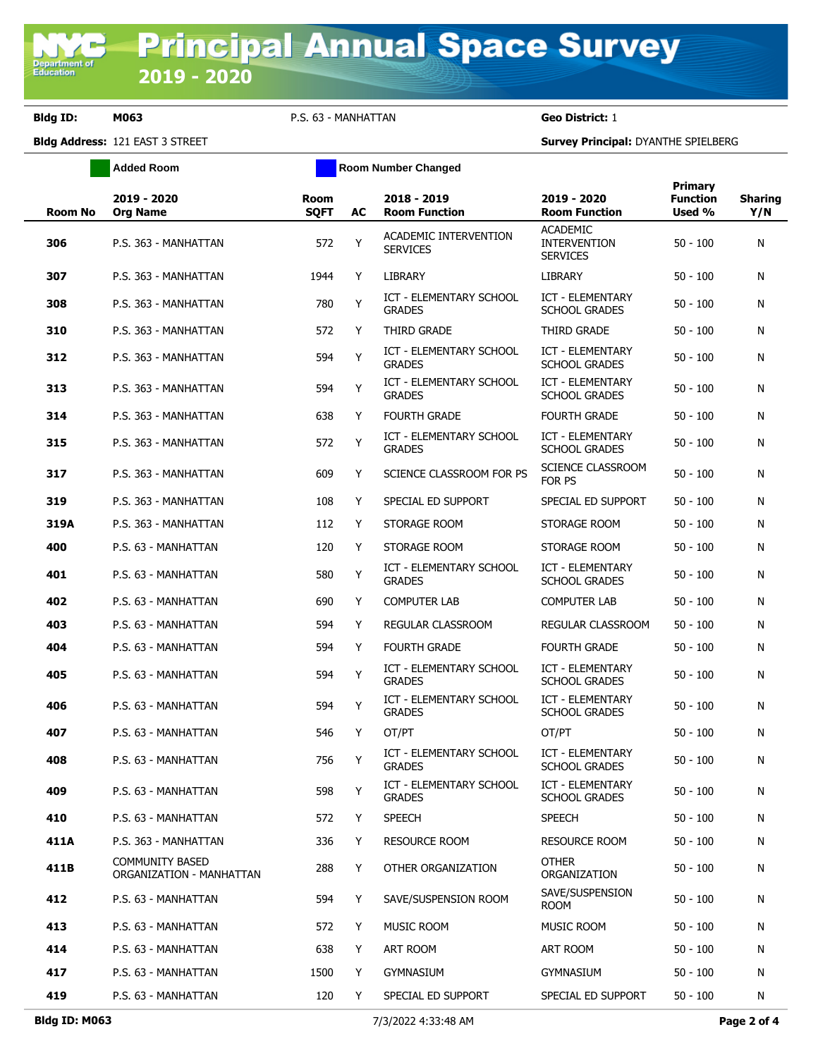# Principal Annual Space Survey 2019 - 2020

**Bldg ID:** M063 P.S. 63 - MANHATTAN **Geo District:** 1

**Bldg Address:** 121 EAST 3 STREET **Survey Principal:** DYANTHE SPIELBERG

Added Room | Room Number Changed

| Room No | 2019 - 2020 Org Name | Room SQFT | AC | 2018 - 2019 Room Function | 2019 - 2020 Room Function | Primary Function Used % | Sharing Y/N |
|---|---|---|---|---|---|---|---|
| 306 | P.S. 363 - MANHATTAN | 572 | Y | ACADEMIC INTERVENTION SERVICES | ACADEMIC INTERVENTION SERVICES | 50 - 100 | N |
| 307 | P.S. 363 - MANHATTAN | 1944 | Y | LIBRARY | LIBRARY | 50 - 100 | N |
| 308 | P.S. 363 - MANHATTAN | 780 | Y | ICT - ELEMENTARY SCHOOL GRADES | ICT - ELEMENTARY SCHOOL GRADES | 50 - 100 | N |
| 310 | P.S. 363 - MANHATTAN | 572 | Y | THIRD GRADE | THIRD GRADE | 50 - 100 | N |
| 312 | P.S. 363 - MANHATTAN | 594 | Y | ICT - ELEMENTARY SCHOOL GRADES | ICT - ELEMENTARY SCHOOL GRADES | 50 - 100 | N |
| 313 | P.S. 363 - MANHATTAN | 594 | Y | ICT - ELEMENTARY SCHOOL GRADES | ICT - ELEMENTARY SCHOOL GRADES | 50 - 100 | N |
| 314 | P.S. 363 - MANHATTAN | 638 | Y | FOURTH GRADE | FOURTH GRADE | 50 - 100 | N |
| 315 | P.S. 363 - MANHATTAN | 572 | Y | ICT - ELEMENTARY SCHOOL GRADES | ICT - ELEMENTARY SCHOOL GRADES | 50 - 100 | N |
| 317 | P.S. 363 - MANHATTAN | 609 | Y | SCIENCE CLASSROOM FOR PS | SCIENCE CLASSROOM FOR PS | 50 - 100 | N |
| 319 | P.S. 363 - MANHATTAN | 108 | Y | SPECIAL ED SUPPORT | SPECIAL ED SUPPORT | 50 - 100 | N |
| 319A | P.S. 363 - MANHATTAN | 112 | Y | STORAGE ROOM | STORAGE ROOM | 50 - 100 | N |
| 400 | P.S. 63 - MANHATTAN | 120 | Y | STORAGE ROOM | STORAGE ROOM | 50 - 100 | N |
| 401 | P.S. 63 - MANHATTAN | 580 | Y | ICT - ELEMENTARY SCHOOL GRADES | ICT - ELEMENTARY SCHOOL GRADES | 50 - 100 | N |
| 402 | P.S. 63 - MANHATTAN | 690 | Y | COMPUTER LAB | COMPUTER LAB | 50 - 100 | N |
| 403 | P.S. 63 - MANHATTAN | 594 | Y | REGULAR CLASSROOM | REGULAR CLASSROOM | 50 - 100 | N |
| 404 | P.S. 63 - MANHATTAN | 594 | Y | FOURTH GRADE | FOURTH GRADE | 50 - 100 | N |
| 405 | P.S. 63 - MANHATTAN | 594 | Y | ICT - ELEMENTARY SCHOOL GRADES | ICT - ELEMENTARY SCHOOL GRADES | 50 - 100 | N |
| 406 | P.S. 63 - MANHATTAN | 594 | Y | ICT - ELEMENTARY SCHOOL GRADES | ICT - ELEMENTARY SCHOOL GRADES | 50 - 100 | N |
| 407 | P.S. 63 - MANHATTAN | 546 | Y | OT/PT | OT/PT | 50 - 100 | N |
| 408 | P.S. 63 - MANHATTAN | 756 | Y | ICT - ELEMENTARY SCHOOL GRADES | ICT - ELEMENTARY SCHOOL GRADES | 50 - 100 | N |
| 409 | P.S. 63 - MANHATTAN | 598 | Y | ICT - ELEMENTARY SCHOOL GRADES | ICT - ELEMENTARY SCHOOL GRADES | 50 - 100 | N |
| 410 | P.S. 63 - MANHATTAN | 572 | Y | SPEECH | SPEECH | 50 - 100 | N |
| 411A | P.S. 363 - MANHATTAN | 336 | Y | RESOURCE ROOM | RESOURCE ROOM | 50 - 100 | N |
| 411B | COMMUNITY BASED ORGANIZATION - MANHATTAN | 288 | Y | OTHER ORGANIZATION | OTHER ORGANIZATION | 50 - 100 | N |
| 412 | P.S. 63 - MANHATTAN | 594 | Y | SAVE/SUSPENSION ROOM | SAVE/SUSPENSION ROOM | 50 - 100 | N |
| 413 | P.S. 63 - MANHATTAN | 572 | Y | MUSIC ROOM | MUSIC ROOM | 50 - 100 | N |
| 414 | P.S. 63 - MANHATTAN | 638 | Y | ART ROOM | ART ROOM | 50 - 100 | N |
| 417 | P.S. 63 - MANHATTAN | 1500 | Y | GYMNASIUM | GYMNASIUM | 50 - 100 | N |
| 419 | P.S. 63 - MANHATTAN | 120 | Y | SPECIAL ED SUPPORT | SPECIAL ED SUPPORT | 50 - 100 | N |

7/3/2022 4:33:48 AM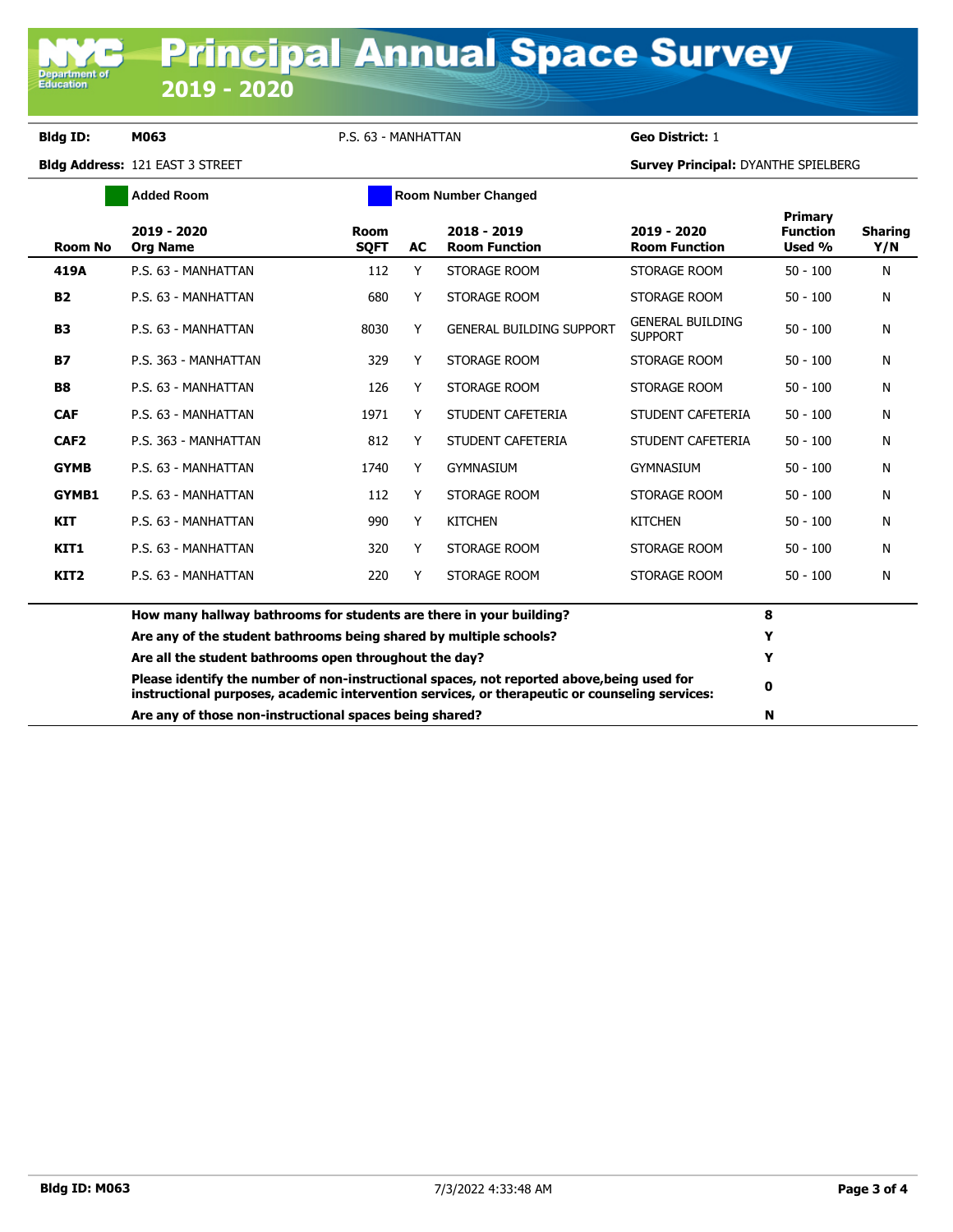**Bldg ID:** M063 P.S. 63 - MANHATTAN **Geo District:** 1

**Bldg Address:** 121 EAST 3 STREET **Survey Principal:** DYANTHE SPIELBERG

Added Room | Room Number Changed

| Room No | 2019 - 2020 Org Name | Room SQFT | AC | 2018 - 2019 Room Function | 2019 - 2020 Room Function | Primary Function Used % | Sharing Y/N |
|---|---|---|---|---|---|---|---|
| **419A** | P.S. 63 - MANHATTAN | 112 | Y | STORAGE ROOM | STORAGE ROOM | 50 - 100 | N |
| **B2** | P.S. 63 - MANHATTAN | 680 | Y | STORAGE ROOM | STORAGE ROOM | 50 - 100 | N |
| **B3** | P.S. 63 - MANHATTAN | 8030 | Y | GENERAL BUILDING SUPPORT | GENERAL BUILDING SUPPORT | 50 - 100 | N |
| **B7** | P.S. 363 - MANHATTAN | 329 | Y | STORAGE ROOM | STORAGE ROOM | 50 - 100 | N |
| **B8** | P.S. 63 - MANHATTAN | 126 | Y | STORAGE ROOM | STORAGE ROOM | 50 - 100 | N |
| **CAF** | P.S. 63 - MANHATTAN | 1971 | Y | STUDENT CAFETERIA | STUDENT CAFETERIA | 50 - 100 | N |
| **CAF2** | P.S. 363 - MANHATTAN | 812 | Y | STUDENT CAFETERIA | STUDENT CAFETERIA | 50 - 100 | N |
| **GYMB** | P.S. 63 - MANHATTAN | 1740 | Y | GYMNASIUM | GYMNASIUM | 50 - 100 | N |
| **GYMB1** | P.S. 63 - MANHATTAN | 112 | Y | STORAGE ROOM | STORAGE ROOM | 50 - 100 | N |
| **KIT** | P.S. 63 - MANHATTAN | 990 | Y | KITCHEN | KITCHEN | 50 - 100 | N |
| **KIT1** | P.S. 63 - MANHATTAN | 320 | Y | STORAGE ROOM | STORAGE ROOM | 50 - 100 | N |
| **KIT2** | P.S. 63 - MANHATTAN | 220 | Y | STORAGE ROOM | STORAGE ROOM | 50 - 100 | N |

| Question | Answer |
|---|---|
| **How many hallway bathrooms for students are there in your building?** | **8** |
| **Are any of the student bathrooms being shared by multiple schools?** | **Y** |
| **Are all the student bathrooms open throughout the day?** | **Y** |
| **Please identify the number of non-instructional spaces, not reported above,being used for instructional purposes, academic intervention services, or therapeutic or counseling services:** | **0** |
| **Are any of those non-instructional spaces being shared?** | **N** |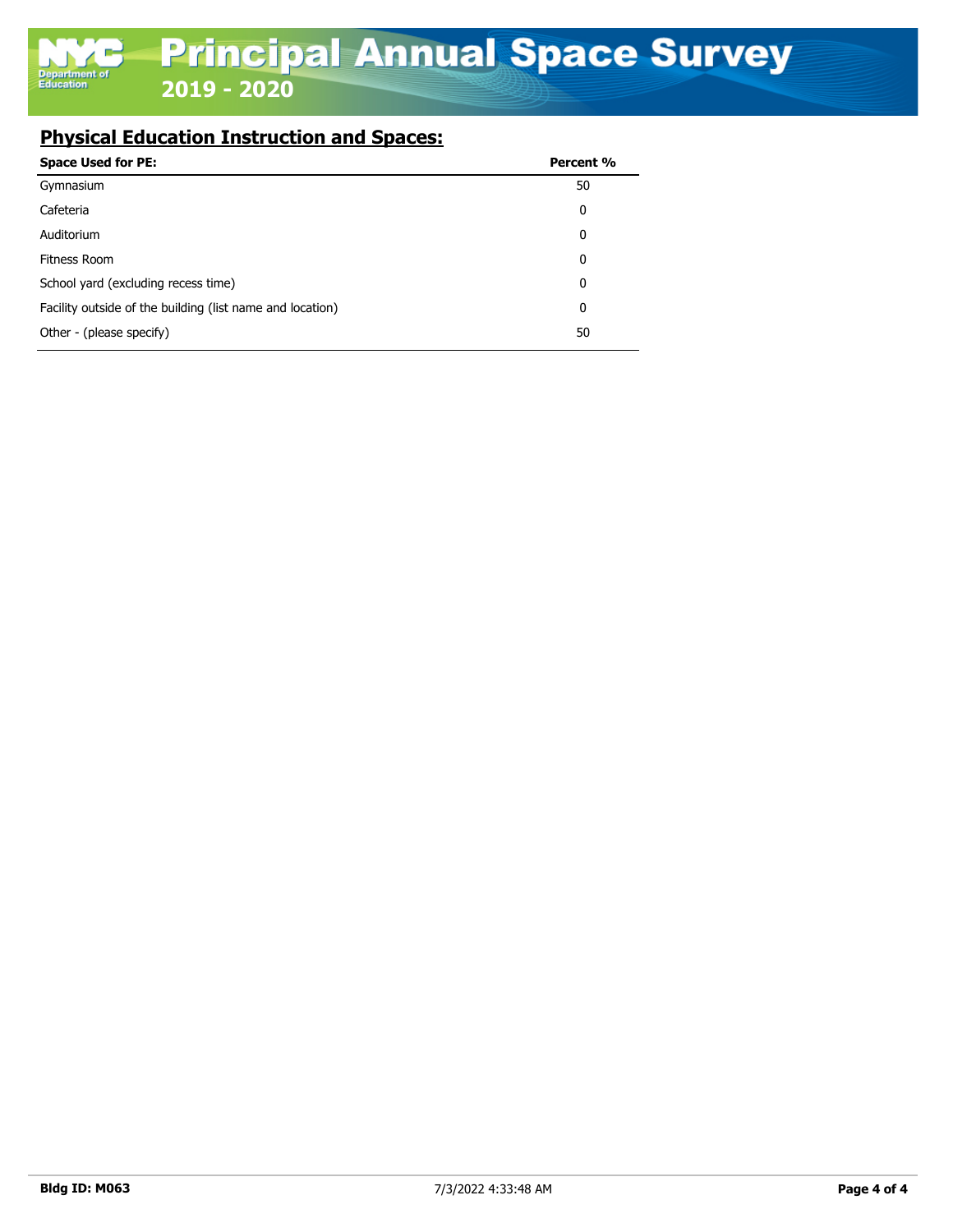## Physical Education Instruction and Spaces:

| Space Used for PE: | Percent % |
|---|---|
| Gymnasium | 50 |
| Cafeteria | 0 |
| Auditorium | 0 |
| Fitness Room | 0 |
| School yard (excluding recess time) | 0 |
| Facility outside of the building (list name and location) | 0 |
| Other - (please specify) | 50 |